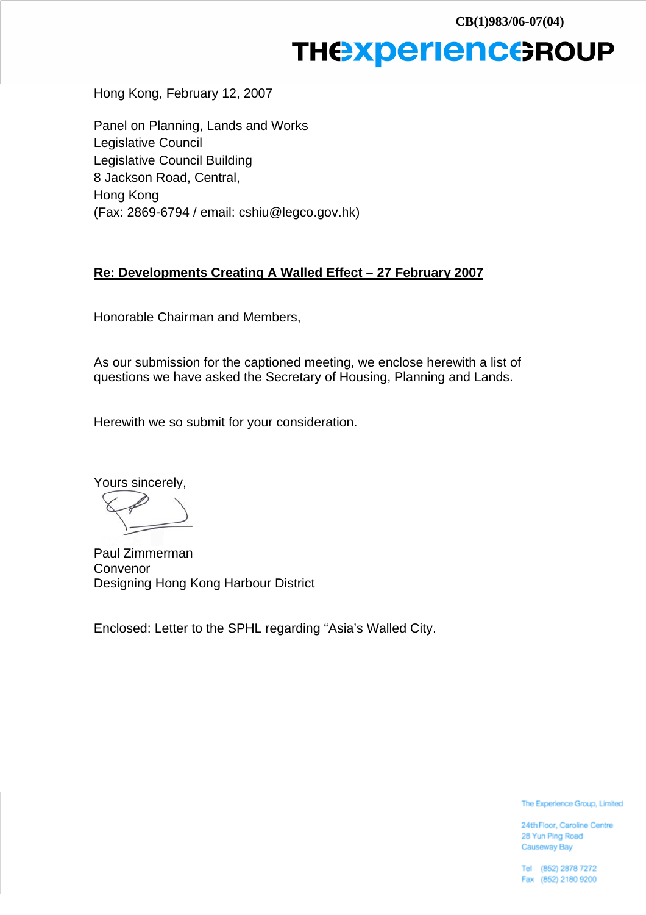CB(1)983/06-07(04)

THE experience GROUP

Hong Kong, February 12, 2007

Panel on Planning, Lands and Works
Legislative Council
Legislative Council Building
8 Jackson Road, Central,
Hong Kong
(Fax: 2869-6794 / email: cshiu@legco.gov.hk)

**<u>Re: Developments Creating A Walled Effect – 27 February 2007</u>**

Honorable Chairman and Members,

As our submission for the captioned meeting, we enclose herewith a list of questions we have asked the Secretary of Housing, Planning and Lands.

Herewith we so submit for your consideration.

Yours sincerely,

Paul Zimmerman
Convenor
Designing Hong Kong Harbour District

Enclosed: Letter to the SPHL regarding “Asia’s Walled City.

The Experience Group, Limited

24th Floor, Caroline Centre
28 Yun Ping Road
Causeway Bay

Tel (852) 2878 7272
Fax (852) 2180 9200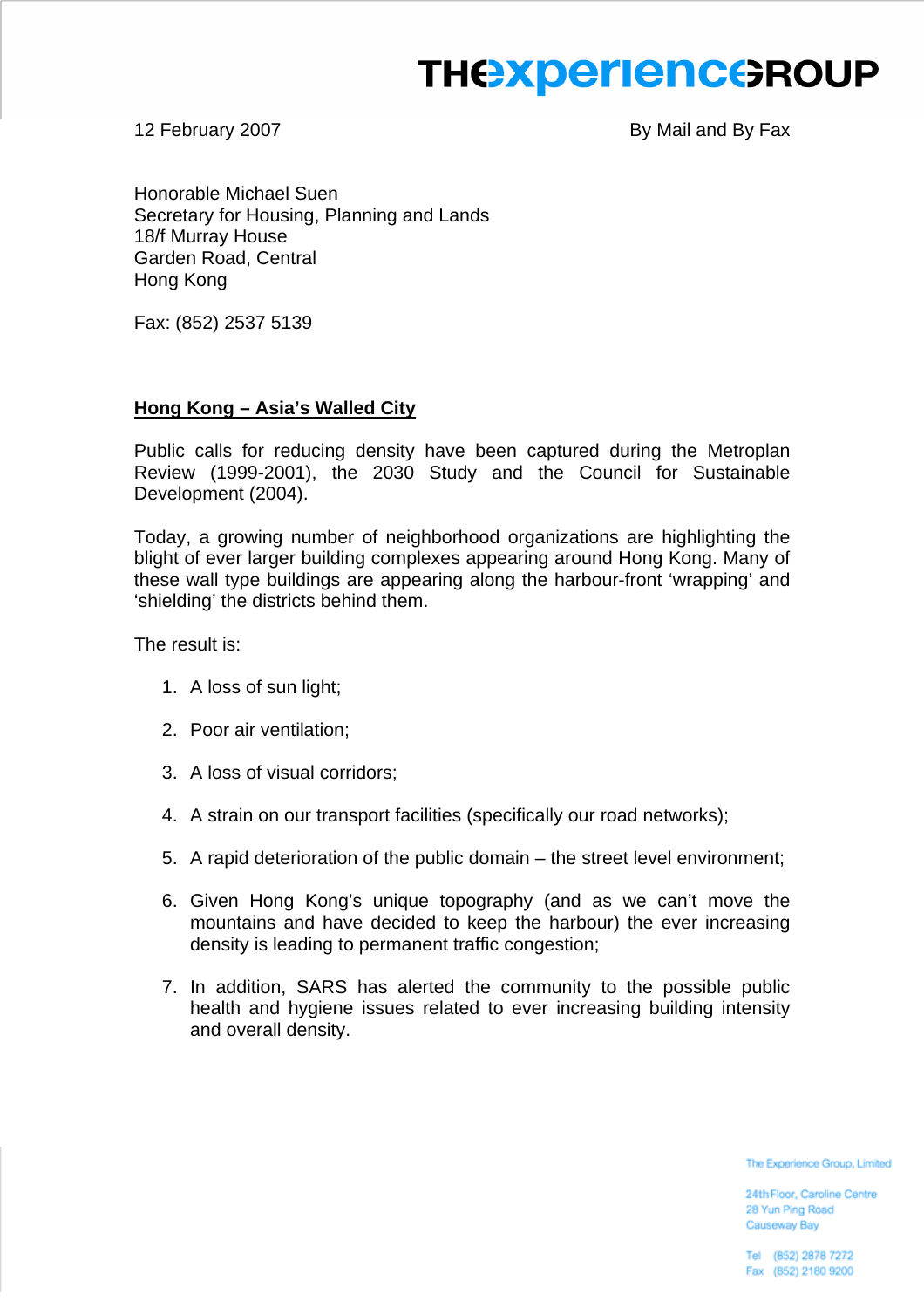12 February 2007 By Mail and By Fax

Honorable Michael Suen
Secretary for Housing, Planning and Lands
18/f Murray House
Garden Road, Central
Hong Kong

Fax: (852) 2537 5139

**Hong Kong – Asia's Walled City**

Public calls for reducing density have been captured during the Metroplan Review (1999-2001), the 2030 Study and the Council for Sustainable Development (2004).

Today, a growing number of neighborhood organizations are highlighting the blight of ever larger building complexes appearing around Hong Kong. Many of these wall type buildings are appearing along the harbour-front 'wrapping' and 'shielding' the districts behind them.

The result is:

1. A loss of sun light;

2. Poor air ventilation;

3. A loss of visual corridors;

4. A strain on our transport facilities (specifically our road networks);

5. A rapid deterioration of the public domain – the street level environment;

6. Given Hong Kong's unique topography (and as we can't move the mountains and have decided to keep the harbour) the ever increasing density is leading to permanent traffic congestion;

7. In addition, SARS has alerted the community to the possible public health and hygiene issues related to ever increasing building intensity and overall density.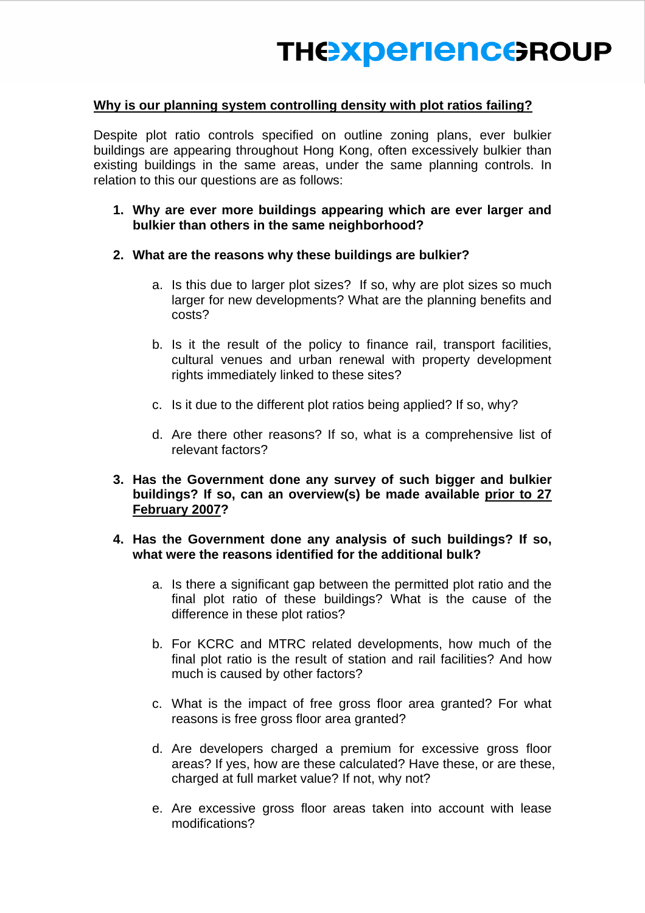**Why is our planning system controlling density with plot ratios failing?**

Despite plot ratio controls specified on outline zoning plans, ever bulkier buildings are appearing throughout Hong Kong, often excessively bulkier than existing buildings in the same areas, under the same planning controls. In relation to this our questions are as follows:

1. **Why are ever more buildings appearing which are ever larger and bulkier than others in the same neighborhood?**

2. **What are the reasons why these buildings are bulkier?**

   a. Is this due to larger plot sizes? If so, why are plot sizes so much larger for new developments? What are the planning benefits and costs?

   b. Is it the result of the policy to finance rail, transport facilities, cultural venues and urban renewal with property development rights immediately linked to these sites?

   c. Is it due to the different plot ratios being applied? If so, why?

   d. Are there other reasons? If so, what is a comprehensive list of relevant factors?

3. **Has the Government done any survey of such bigger and bulkier buildings? If so, can an overview(s) be made available <u>prior to 27 February 2007</u>?**

4. **Has the Government done any analysis of such buildings? If so, what were the reasons identified for the additional bulk?**

   a. Is there a significant gap between the permitted plot ratio and the final plot ratio of these buildings? What is the cause of the difference in these plot ratios?

   b. For KCRC and MTRC related developments, how much of the final plot ratio is the result of station and rail facilities? And how much is caused by other factors?

   c. What is the impact of free gross floor area granted? For what reasons is free gross floor area granted?

   d. Are developers charged a premium for excessive gross floor areas? If yes, how are these calculated? Have these, or are these, charged at full market value? If not, why not?

   e. Are excessive gross floor areas taken into account with lease modifications?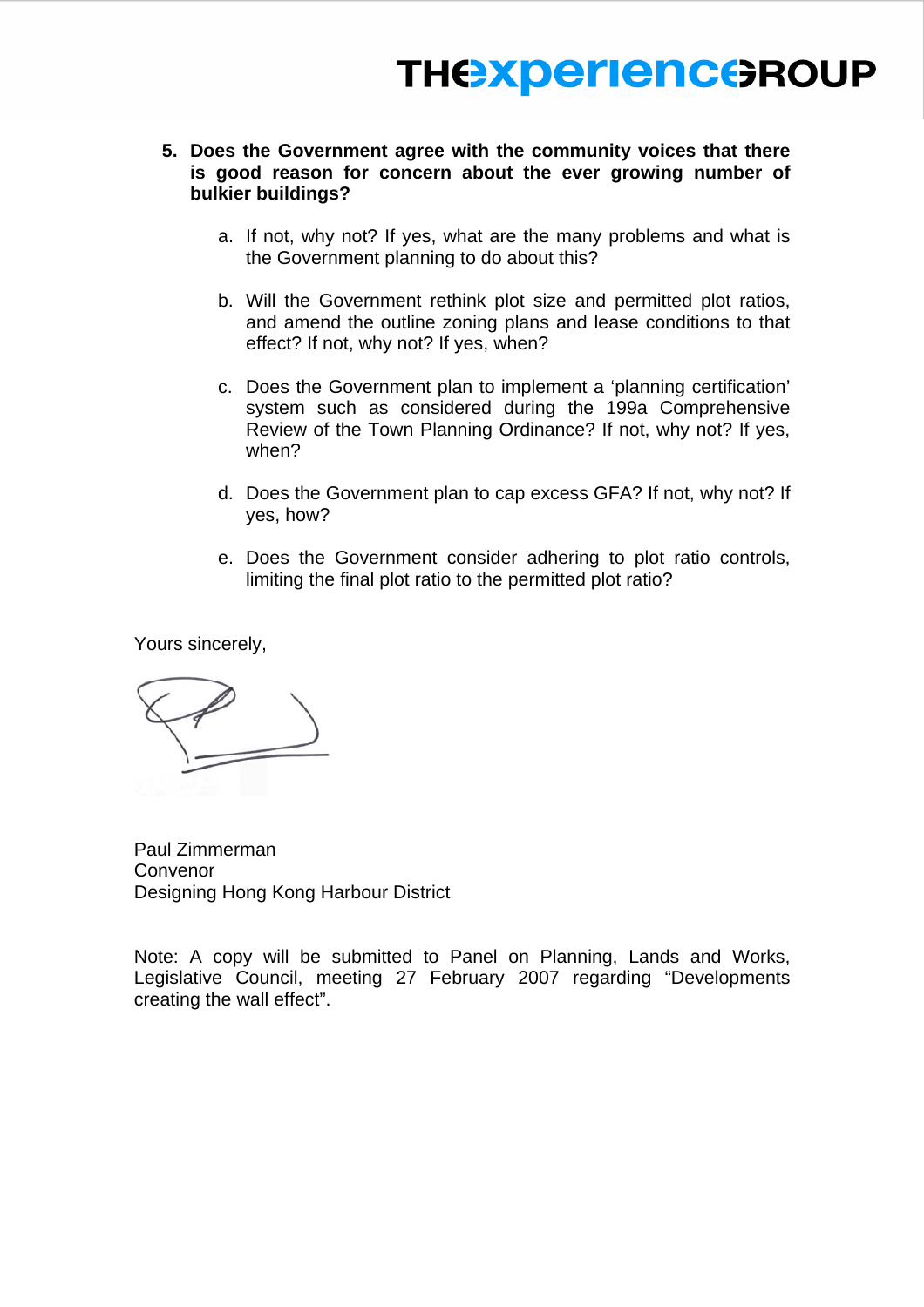5. **Does the Government agree with the community voices that there is good reason for concern about the ever growing number of bulkier buildings?**

    a. If not, why not? If yes, what are the many problems and what is the Government planning to do about this?

    b. Will the Government rethink plot size and permitted plot ratios, and amend the outline zoning plans and lease conditions to that effect? If not, why not? If yes, when?

    c. Does the Government plan to implement a 'planning certification' system such as considered during the 199a Comprehensive Review of the Town Planning Ordinance? If not, why not? If yes, when?

    d. Does the Government plan to cap excess GFA? If not, why not? If yes, how?

    e. Does the Government consider adhering to plot ratio controls, limiting the final plot ratio to the permitted plot ratio?

Yours sincerely,

Paul Zimmerman
Convenor
Designing Hong Kong Harbour District

Note: A copy will be submitted to Panel on Planning, Lands and Works, Legislative Council, meeting 27 February 2007 regarding "Developments creating the wall effect".